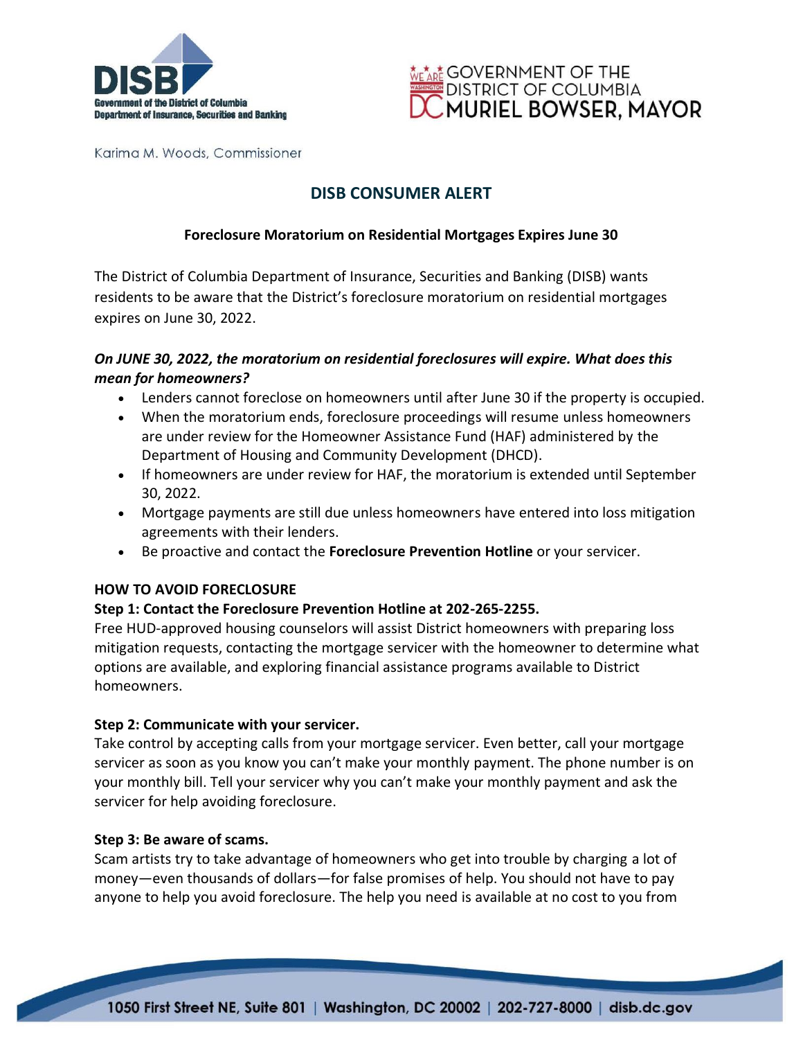Karima M. Woods, Commissioner

# DISB CONSUMER ALERT

## Foreclosure Moratorium on Residential Mortgages Expires June 30

The District of Columbia Department of Insurance, Securities and Banking (DISB) wants residents to be aware that the District's foreclosure moratorium on residential mortgages expires on June 30, 2022.

### *On JUNE 30, 2022, the moratorium on residential foreclosures will expire. What does this mean for homeowners?*

- Lenders cannot foreclose on homeowners until after June 30 if the property is occupied.
- When the moratorium ends, foreclosure proceedings will resume unless homeowners are under review for the Homeowner Assistance Fund (HAF) administered by the Department of Housing and Community Development (DHCD).
- If homeowners are under review for HAF, the moratorium is extended until September 30, 2022.
- Mortgage payments are still due unless homeowners have entered into loss mitigation agreements with their lenders.
- Be proactive and contact the **Foreclosure Prevention Hotline** or your servicer.

### HOW TO AVOID FORECLOSURE

**Step 1: Contact the Foreclosure Prevention Hotline at 202-265-2255.**

Free HUD-approved housing counselors will assist District homeowners with preparing loss mitigation requests, contacting the mortgage servicer with the homeowner to determine what options are available, and exploring financial assistance programs available to District homeowners.

**Step 2: Communicate with your servicer.**

Take control by accepting calls from your mortgage servicer. Even better, call your mortgage servicer as soon as you know you can't make your monthly payment. The phone number is on your monthly bill. Tell your servicer why you can't make your monthly payment and ask the servicer for help avoiding foreclosure.

**Step 3: Be aware of scams.**

Scam artists try to take advantage of homeowners who get into trouble by charging a lot of money—even thousands of dollars—for false promises of help. You should not have to pay anyone to help you avoid foreclosure. The help you need is available at no cost to you from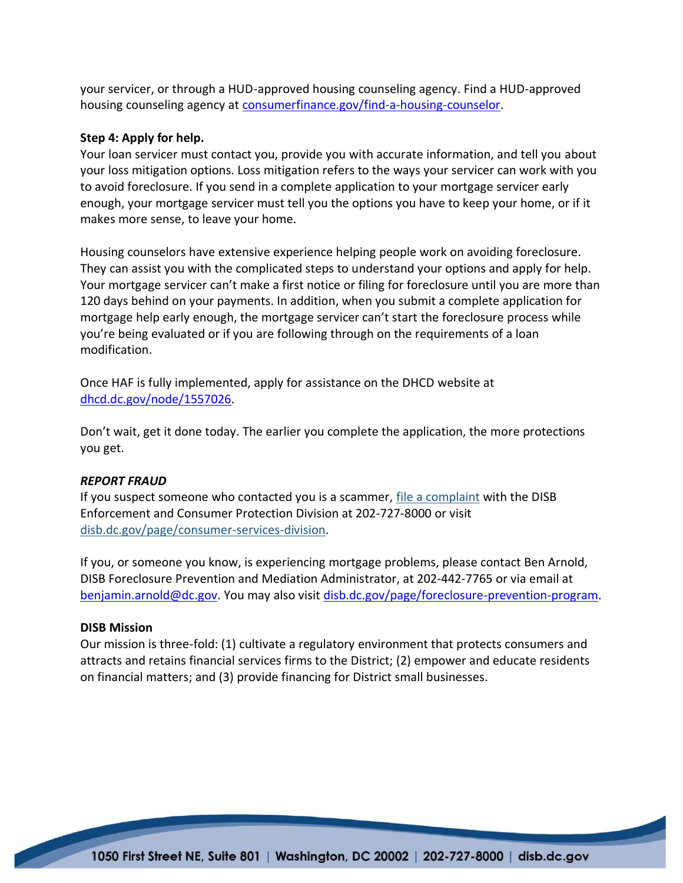your servicer, or through a HUD-approved housing counseling agency. Find a HUD-approved housing counseling agency at [consumerfinance.gov/find-a-housing-counselor](consumerfinance.gov/find-a-housing-counselor).

**Step 4: Apply for help.**

Your loan servicer must contact you, provide you with accurate information, and tell you about your loss mitigation options. Loss mitigation refers to the ways your servicer can work with you to avoid foreclosure. If you send in a complete application to your mortgage servicer early enough, your mortgage servicer must tell you the options you have to keep your home, or if it makes more sense, to leave your home.

Housing counselors have extensive experience helping people work on avoiding foreclosure. They can assist you with the complicated steps to understand your options and apply for help. Your mortgage servicer can't make a first notice or filing for foreclosure until you are more than 120 days behind on your payments. In addition, when you submit a complete application for mortgage help early enough, the mortgage servicer can't start the foreclosure process while you're being evaluated or if you are following through on the requirements of a loan modification.

Once HAF is fully implemented, apply for assistance on the DHCD website at [dhcd.dc.gov/node/1557026](dhcd.dc.gov/node/1557026).

Don't wait, get it done today. The earlier you complete the application, the more protections you get.

***REPORT FRAUD***

If you suspect someone who contacted you is a scammer, file a complaint with the DISB Enforcement and Consumer Protection Division at 202-727-8000 or visit [disb.dc.gov/page/consumer-services-division](disb.dc.gov/page/consumer-services-division).

If you, or someone you know, is experiencing mortgage problems, please contact Ben Arnold, DISB Foreclosure Prevention and Mediation Administrator, at 202-442-7765 or via email at [benjamin.arnold@dc.gov](mailto:benjamin.arnold@dc.gov). You may also visit [disb.dc.gov/page/foreclosure-prevention-program](disb.dc.gov/page/foreclosure-prevention-program).

**DISB Mission**

Our mission is three-fold: (1) cultivate a regulatory environment that protects consumers and attracts and retains financial services firms to the District; (2) empower and educate residents on financial matters; and (3) provide financing for District small businesses.